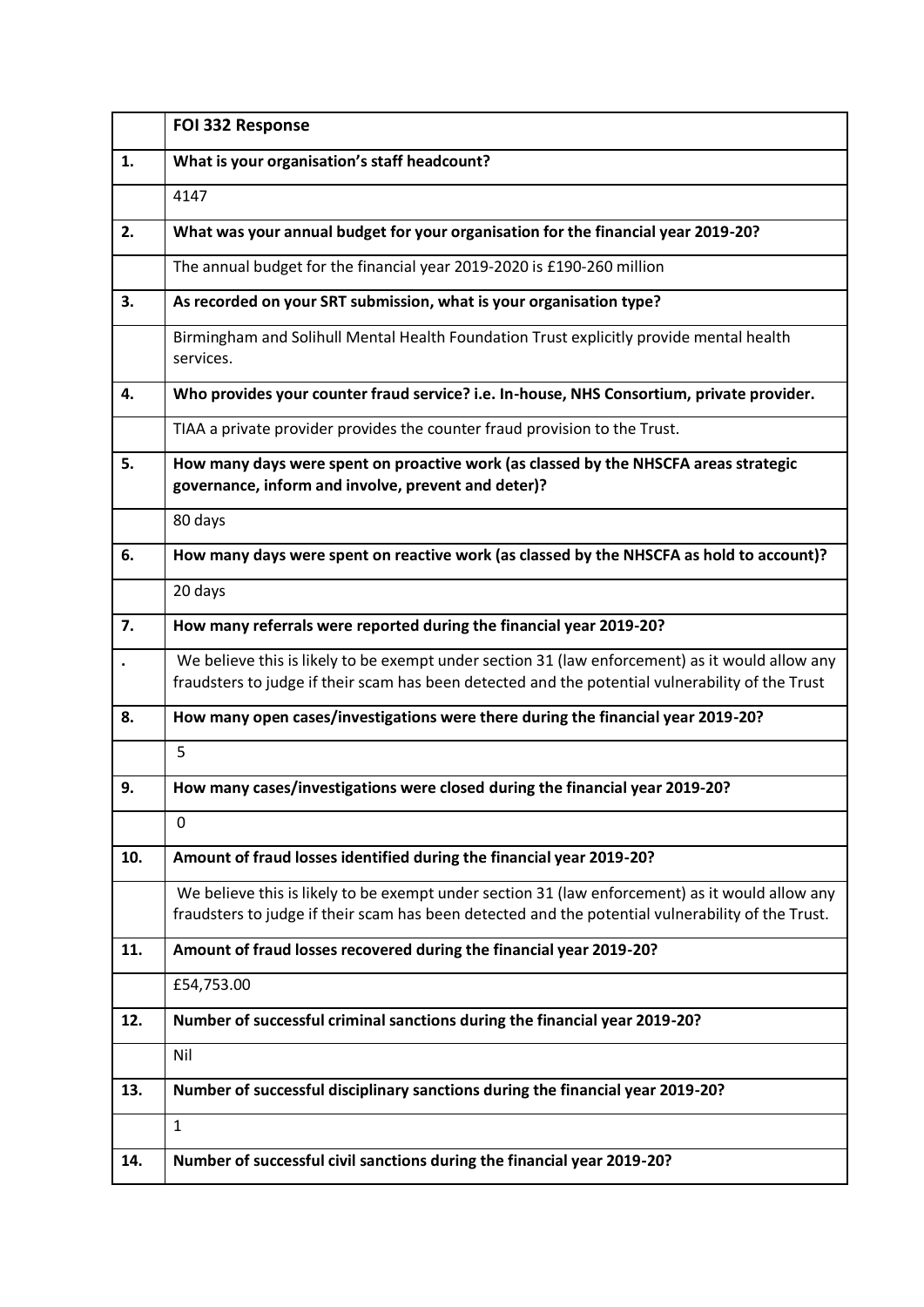| | FOI 332 Response |
|---|---|
| **1.** | **What is your organisation's staff headcount?** |
| | 4147 |
| **2.** | **What was your annual budget for your organisation for the financial year 2019-20?** |
| | The annual budget for the financial year 2019-2020 is £190-260 million |
| **3.** | **As recorded on your SRT submission, what is your organisation type?** |
| | Birmingham and Solihull Mental Health Foundation Trust explicitly provide mental health services. |
| **4.** | **Who provides your counter fraud service? i.e. In-house, NHS Consortium, private provider.** |
| | TIAA a private provider provides the counter fraud provision to the Trust. |
| **5.** | **How many days were spent on proactive work (as classed by the NHSCFA areas strategic governance, inform and involve, prevent and deter)?** |
| | 80 days |
| **6.** | **How many days were spent on reactive work (as classed by the NHSCFA as hold to account)?** |
| | 20 days |
| **7.** | **How many referrals were reported during the financial year 2019-20?** |
| . | We believe this is likely to be exempt under section 31 (law enforcement) as it would allow any fraudsters to judge if their scam has been detected and the potential vulnerability of the Trust |
| **8.** | **How many open cases/investigations were there during the financial year 2019-20?** |
| | 5 |
| **9.** | **How many cases/investigations were closed during the financial year 2019-20?** |
| | 0 |
| **10.** | **Amount of fraud losses identified during the financial year 2019-20?** |
| | We believe this is likely to be exempt under section 31 (law enforcement) as it would allow any fraudsters to judge if their scam has been detected and the potential vulnerability of the Trust. |
| **11.** | **Amount of fraud losses recovered during the financial year 2019-20?** |
| | £54,753.00 |
| **12.** | **Number of successful criminal sanctions during the financial year 2019-20?** |
| | Nil |
| **13.** | **Number of successful disciplinary sanctions during the financial year 2019-20?** |
| | 1 |
| **14.** | **Number of successful civil sanctions during the financial year 2019-20?** |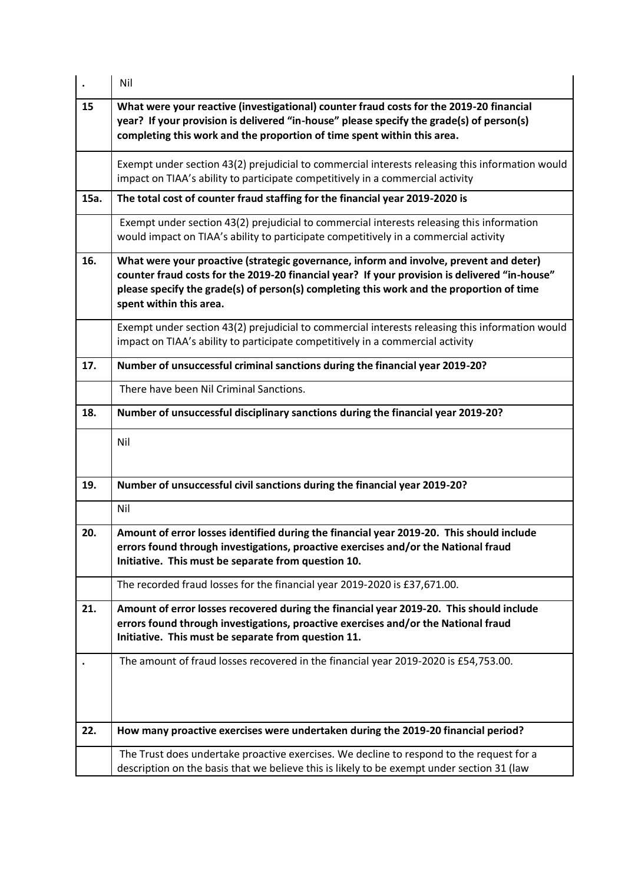| . | Nil |
|---|---|
| 15 | **What were your reactive (investigational) counter fraud costs for the 2019-20 financial year? If your provision is delivered "in-house" please specify the grade(s) of person(s) completing this work and the proportion of time spent within this area.** |
| | Exempt under section 43(2) prejudicial to commercial interests releasing this information would impact on TIAA's ability to participate competitively in a commercial activity |
| 15a. | **The total cost of counter fraud staffing for the financial year 2019-2020 is** |
| | Exempt under section 43(2) prejudicial to commercial interests releasing this information would impact on TIAA's ability to participate competitively in a commercial activity |
| 16. | **What were your proactive (strategic governance, inform and involve, prevent and deter) counter fraud costs for the 2019-20 financial year? If your provision is delivered "in-house" please specify the grade(s) of person(s) completing this work and the proportion of time spent within this area.** |
| | Exempt under section 43(2) prejudicial to commercial interests releasing this information would impact on TIAA's ability to participate competitively in a commercial activity |
| 17. | **Number of unsuccessful criminal sanctions during the financial year 2019-20?** |
| | There have been Nil Criminal Sanctions. |
| 18. | **Number of unsuccessful disciplinary sanctions during the financial year 2019-20?** |
| | Nil |
| 19. | **Number of unsuccessful civil sanctions during the financial year 2019-20?** |
| | Nil |
| 20. | **Amount of error losses identified during the financial year 2019-20. This should include errors found through investigations, proactive exercises and/or the National fraud Initiative. This must be separate from question 10.** |
| | The recorded fraud losses for the financial year 2019-2020 is £37,671.00. |
| 21. | **Amount of error losses recovered during the financial year 2019-20. This should include errors found through investigations, proactive exercises and/or the National fraud Initiative. This must be separate from question 11.** |
| . | The amount of fraud losses recovered in the financial year 2019-2020 is £54,753.00. |
| 22. | **How many proactive exercises were undertaken during the 2019-20 financial period?** |
| | The Trust does undertake proactive exercises. We decline to respond to the request for a description on the basis that we believe this is likely to be exempt under section 31 (law |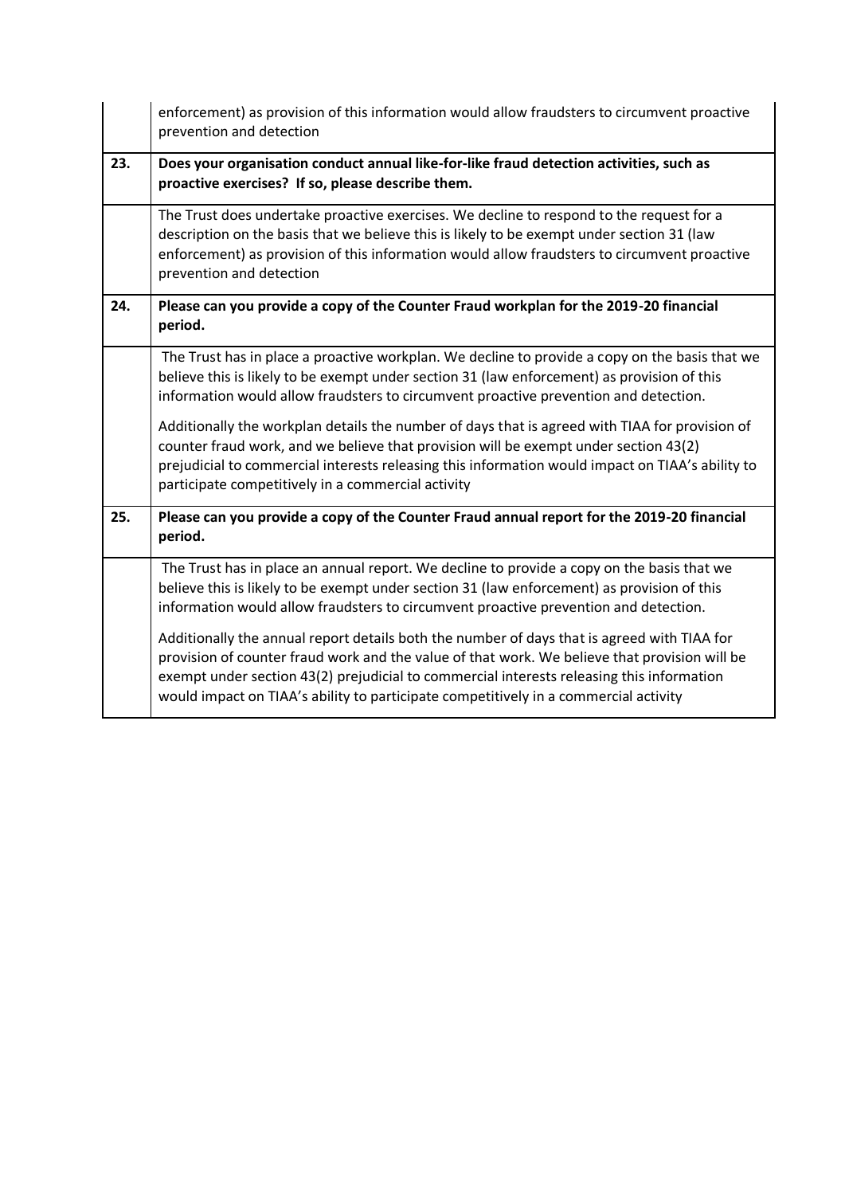| | |
|---|---|
| | enforcement) as provision of this information would allow fraudsters to circumvent proactive prevention and detection |
| **23.** | **Does your organisation conduct annual like-for-like fraud detection activities, such as proactive exercises? If so, please describe them.** |
| | The Trust does undertake proactive exercises. We decline to respond to the request for a description on the basis that we believe this is likely to be exempt under section 31 (law enforcement) as provision of this information would allow fraudsters to circumvent proactive prevention and detection |
| **24.** | **Please can you provide a copy of the Counter Fraud workplan for the 2019-20 financial period.** |
| | The Trust has in place a proactive workplan. We decline to provide a copy on the basis that we believe this is likely to be exempt under section 31 (law enforcement) as provision of this information would allow fraudsters to circumvent proactive prevention and detection.<br><br>Additionally the workplan details the number of days that is agreed with TIAA for provision of counter fraud work, and we believe that provision will be exempt under section 43(2) prejudicial to commercial interests releasing this information would impact on TIAA's ability to participate competitively in a commercial activity |
| **25.** | **Please can you provide a copy of the Counter Fraud annual report for the 2019-20 financial period.** |
| | The Trust has in place an annual report. We decline to provide a copy on the basis that we believe this is likely to be exempt under section 31 (law enforcement) as provision of this information would allow fraudsters to circumvent proactive prevention and detection.<br><br>Additionally the annual report details both the number of days that is agreed with TIAA for provision of counter fraud work and the value of that work. We believe that provision will be exempt under section 43(2) prejudicial to commercial interests releasing this information would impact on TIAA's ability to participate competitively in a commercial activity |